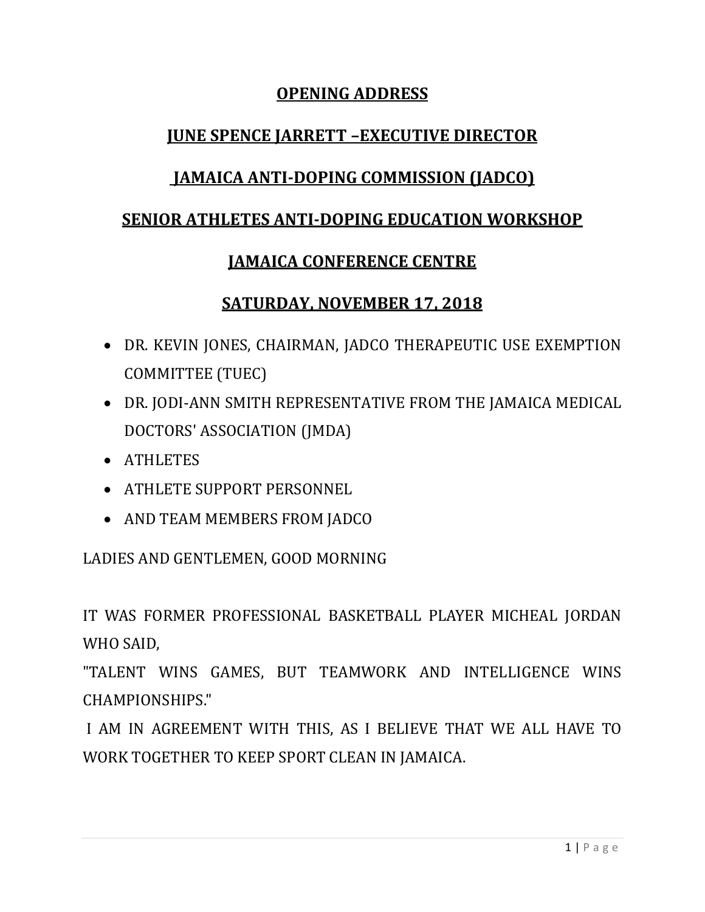**OPENING ADDRESS**

**JUNE SPENCE JARRETT –EXECUTIVE DIRECTOR**

**JAMAICA ANTI-DOPING COMMISSION (JADCO)**

**SENIOR ATHLETES ANTI-DOPING EDUCATION WORKSHOP**

**JAMAICA CONFERENCE CENTRE**

**SATURDAY, NOVEMBER 17, 2018**

- DR. KEVIN JONES, CHAIRMAN, JADCO THERAPEUTIC USE EXEMPTION COMMITTEE (TUEC)
- DR. JODI-ANN SMITH REPRESENTATIVE FROM THE JAMAICA MEDICAL DOCTORS' ASSOCIATION (JMDA)
- ATHLETES
- ATHLETE SUPPORT PERSONNEL
- AND TEAM MEMBERS FROM JADCO

LADIES AND GENTLEMEN, GOOD MORNING

IT WAS FORMER PROFESSIONAL BASKETBALL PLAYER MICHEAL JORDAN WHO SAID,
"TALENT WINS GAMES, BUT TEAMWORK AND INTELLIGENCE WINS CHAMPIONSHIPS."
I AM IN AGREEMENT WITH THIS, AS I BELIEVE THAT WE ALL HAVE TO WORK TOGETHER TO KEEP SPORT CLEAN IN JAMAICA.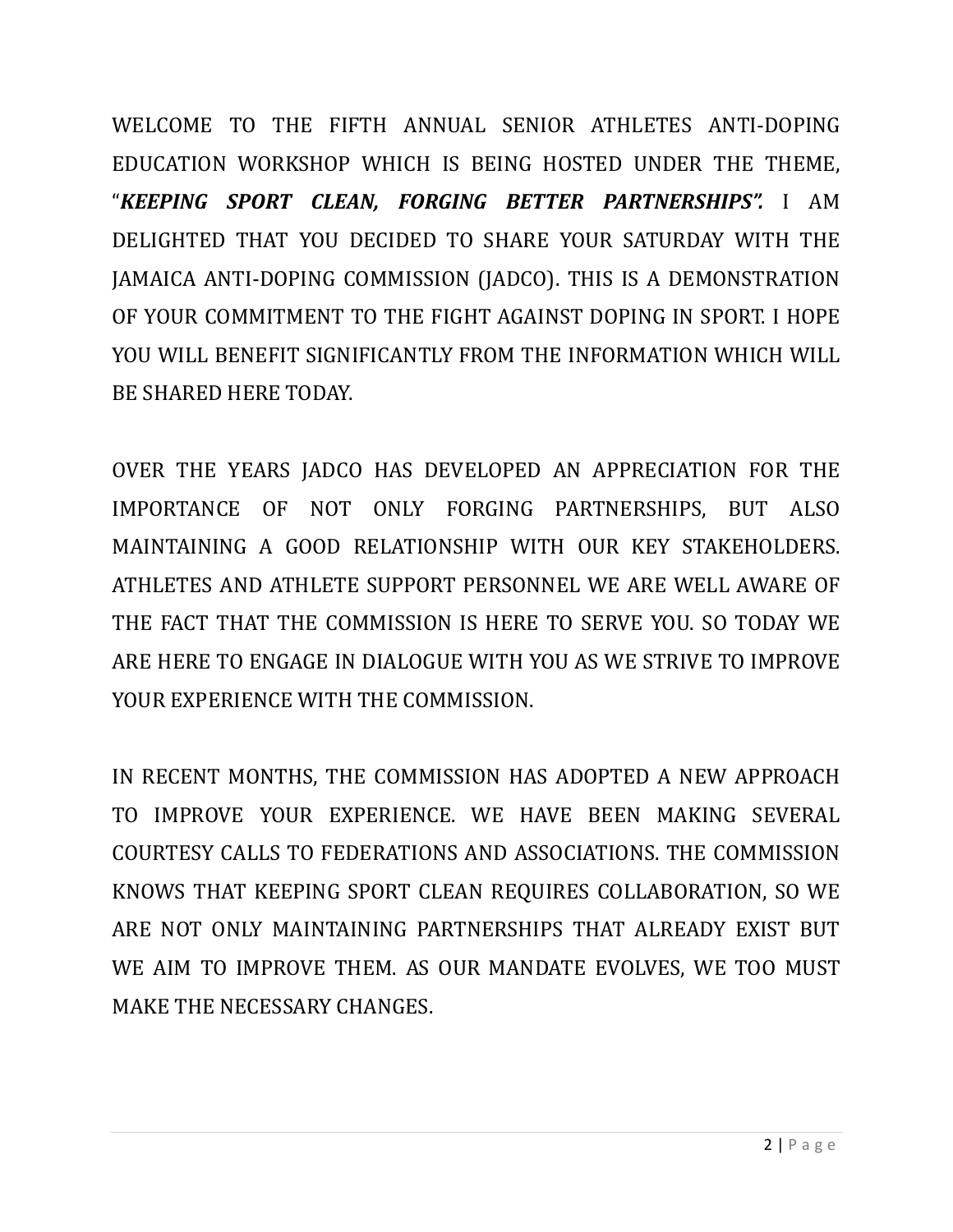WELCOME TO THE FIFTH ANNUAL SENIOR ATHLETES ANTI-DOPING EDUCATION WORKSHOP WHICH IS BEING HOSTED UNDER THE THEME, "***KEEPING SPORT CLEAN, FORGING BETTER PARTNERSHIPS".*** I AM DELIGHTED THAT YOU DECIDED TO SHARE YOUR SATURDAY WITH THE JAMAICA ANTI-DOPING COMMISSION (JADCO). THIS IS A DEMONSTRATION OF YOUR COMMITMENT TO THE FIGHT AGAINST DOPING IN SPORT. I HOPE YOU WILL BENEFIT SIGNIFICANTLY FROM THE INFORMATION WHICH WILL BE SHARED HERE TODAY.

OVER THE YEARS JADCO HAS DEVELOPED AN APPRECIATION FOR THE IMPORTANCE OF NOT ONLY FORGING PARTNERSHIPS, BUT ALSO MAINTAINING A GOOD RELATIONSHIP WITH OUR KEY STAKEHOLDERS. ATHLETES AND ATHLETE SUPPORT PERSONNEL WE ARE WELL AWARE OF THE FACT THAT THE COMMISSION IS HERE TO SERVE YOU. SO TODAY WE ARE HERE TO ENGAGE IN DIALOGUE WITH YOU AS WE STRIVE TO IMPROVE YOUR EXPERIENCE WITH THE COMMISSION.

IN RECENT MONTHS, THE COMMISSION HAS ADOPTED A NEW APPROACH TO IMPROVE YOUR EXPERIENCE. WE HAVE BEEN MAKING SEVERAL COURTESY CALLS TO FEDERATIONS AND ASSOCIATIONS. THE COMMISSION KNOWS THAT KEEPING SPORT CLEAN REQUIRES COLLABORATION, SO WE ARE NOT ONLY MAINTAINING PARTNERSHIPS THAT ALREADY EXIST BUT WE AIM TO IMPROVE THEM. AS OUR MANDATE EVOLVES, WE TOO MUST MAKE THE NECESSARY CHANGES.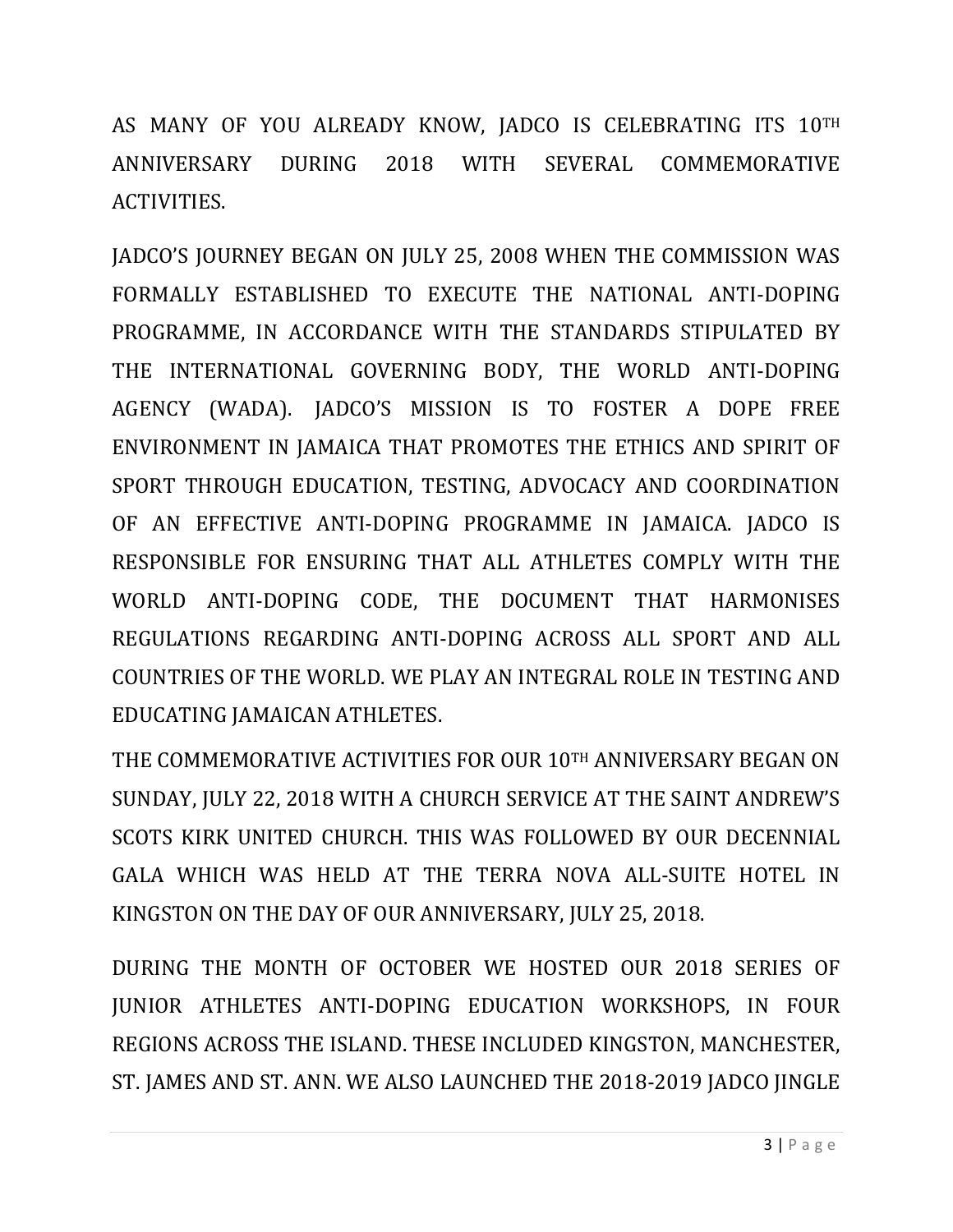AS MANY OF YOU ALREADY KNOW, JADCO IS CELEBRATING ITS 10TH ANNIVERSARY DURING 2018 WITH SEVERAL COMMEMORATIVE ACTIVITIES.

JADCO'S JOURNEY BEGAN ON JULY 25, 2008 WHEN THE COMMISSION WAS FORMALLY ESTABLISHED TO EXECUTE THE NATIONAL ANTI-DOPING PROGRAMME, IN ACCORDANCE WITH THE STANDARDS STIPULATED BY THE INTERNATIONAL GOVERNING BODY, THE WORLD ANTI-DOPING AGENCY (WADA). JADCO'S MISSION IS TO FOSTER A DOPE FREE ENVIRONMENT IN JAMAICA THAT PROMOTES THE ETHICS AND SPIRIT OF SPORT THROUGH EDUCATION, TESTING, ADVOCACY AND COORDINATION OF AN EFFECTIVE ANTI-DOPING PROGRAMME IN JAMAICA. JADCO IS RESPONSIBLE FOR ENSURING THAT ALL ATHLETES COMPLY WITH THE WORLD ANTI-DOPING CODE, THE DOCUMENT THAT HARMONISES REGULATIONS REGARDING ANTI-DOPING ACROSS ALL SPORT AND ALL COUNTRIES OF THE WORLD. WE PLAY AN INTEGRAL ROLE IN TESTING AND EDUCATING JAMAICAN ATHLETES.

THE COMMEMORATIVE ACTIVITIES FOR OUR 10TH ANNIVERSARY BEGAN ON SUNDAY, JULY 22, 2018 WITH A CHURCH SERVICE AT THE SAINT ANDREW'S SCOTS KIRK UNITED CHURCH. THIS WAS FOLLOWED BY OUR DECENNIAL GALA WHICH WAS HELD AT THE TERRA NOVA ALL-SUITE HOTEL IN KINGSTON ON THE DAY OF OUR ANNIVERSARY, JULY 25, 2018.

DURING THE MONTH OF OCTOBER WE HOSTED OUR 2018 SERIES OF JUNIOR ATHLETES ANTI-DOPING EDUCATION WORKSHOPS, IN FOUR REGIONS ACROSS THE ISLAND. THESE INCLUDED KINGSTON, MANCHESTER, ST. JAMES AND ST. ANN. WE ALSO LAUNCHED THE 2018-2019 JADCO JINGLE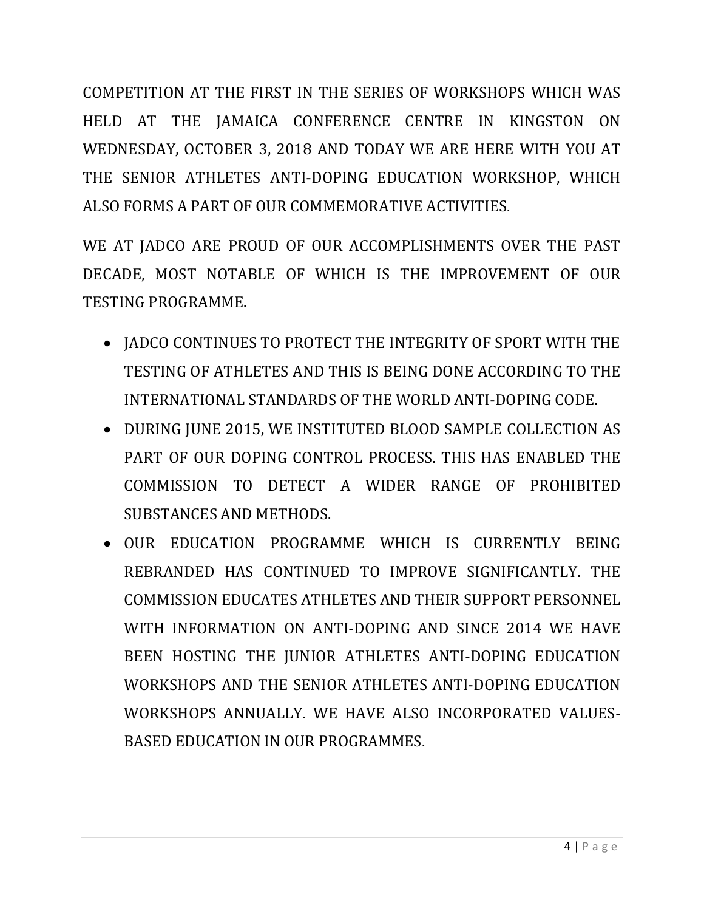COMPETITION AT THE FIRST IN THE SERIES OF WORKSHOPS WHICH WAS HELD AT THE JAMAICA CONFERENCE CENTRE IN KINGSTON ON WEDNESDAY, OCTOBER 3, 2018 AND TODAY WE ARE HERE WITH YOU AT THE SENIOR ATHLETES ANTI-DOPING EDUCATION WORKSHOP, WHICH ALSO FORMS A PART OF OUR COMMEMORATIVE ACTIVITIES.

WE AT JADCO ARE PROUD OF OUR ACCOMPLISHMENTS OVER THE PAST DECADE, MOST NOTABLE OF WHICH IS THE IMPROVEMENT OF OUR TESTING PROGRAMME.

- JADCO CONTINUES TO PROTECT THE INTEGRITY OF SPORT WITH THE TESTING OF ATHLETES AND THIS IS BEING DONE ACCORDING TO THE INTERNATIONAL STANDARDS OF THE WORLD ANTI-DOPING CODE.
- DURING JUNE 2015, WE INSTITUTED BLOOD SAMPLE COLLECTION AS PART OF OUR DOPING CONTROL PROCESS. THIS HAS ENABLED THE COMMISSION TO DETECT A WIDER RANGE OF PROHIBITED SUBSTANCES AND METHODS.
- OUR EDUCATION PROGRAMME WHICH IS CURRENTLY BEING REBRANDED HAS CONTINUED TO IMPROVE SIGNIFICANTLY. THE COMMISSION EDUCATES ATHLETES AND THEIR SUPPORT PERSONNEL WITH INFORMATION ON ANTI-DOPING AND SINCE 2014 WE HAVE BEEN HOSTING THE JUNIOR ATHLETES ANTI-DOPING EDUCATION WORKSHOPS AND THE SENIOR ATHLETES ANTI-DOPING EDUCATION WORKSHOPS ANNUALLY. WE HAVE ALSO INCORPORATED VALUES-BASED EDUCATION IN OUR PROGRAMMES.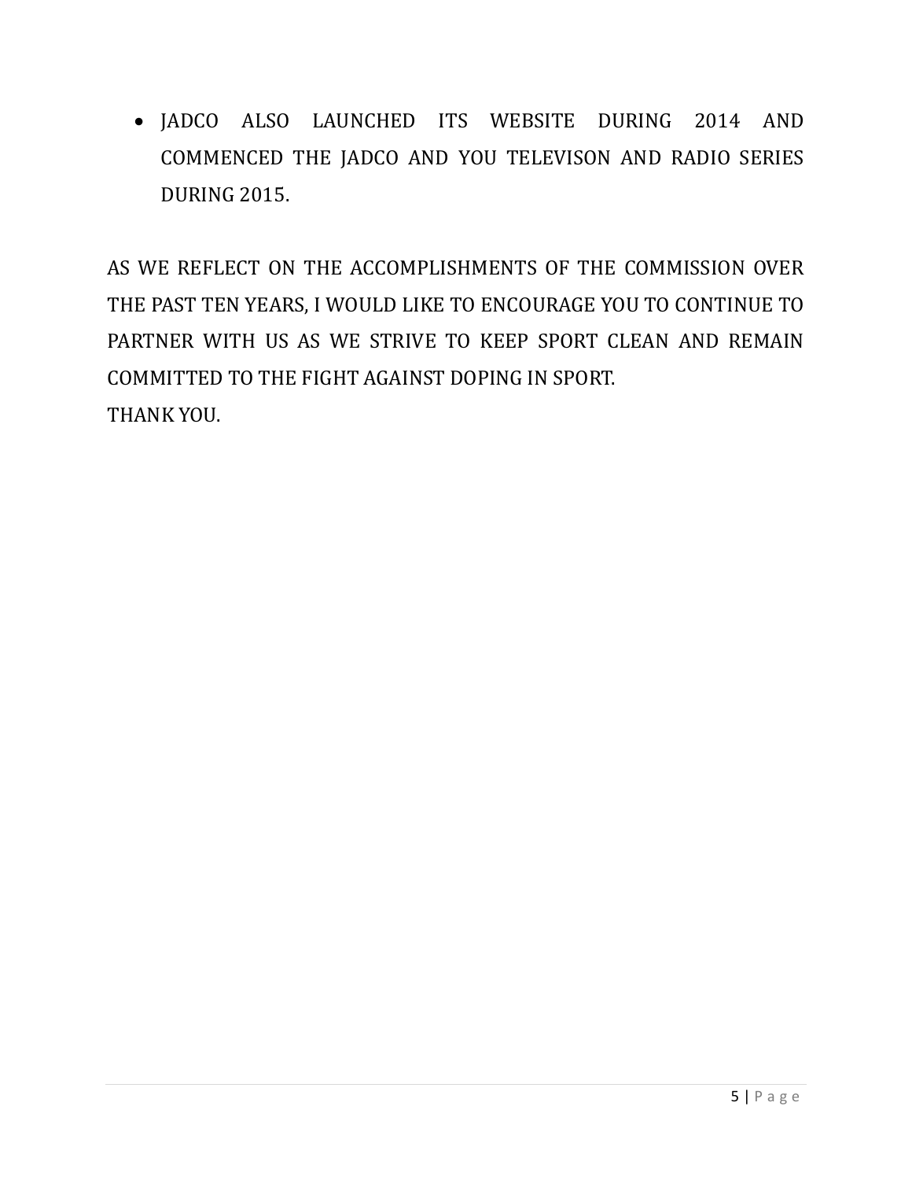- JADCO ALSO LAUNCHED ITS WEBSITE DURING 2014 AND COMMENCED THE JADCO AND YOU TELEVISON AND RADIO SERIES DURING 2015.

AS WE REFLECT ON THE ACCOMPLISHMENTS OF THE COMMISSION OVER THE PAST TEN YEARS, I WOULD LIKE TO ENCOURAGE YOU TO CONTINUE TO PARTNER WITH US AS WE STRIVE TO KEEP SPORT CLEAN AND REMAIN COMMITTED TO THE FIGHT AGAINST DOPING IN SPORT.

THANK YOU.